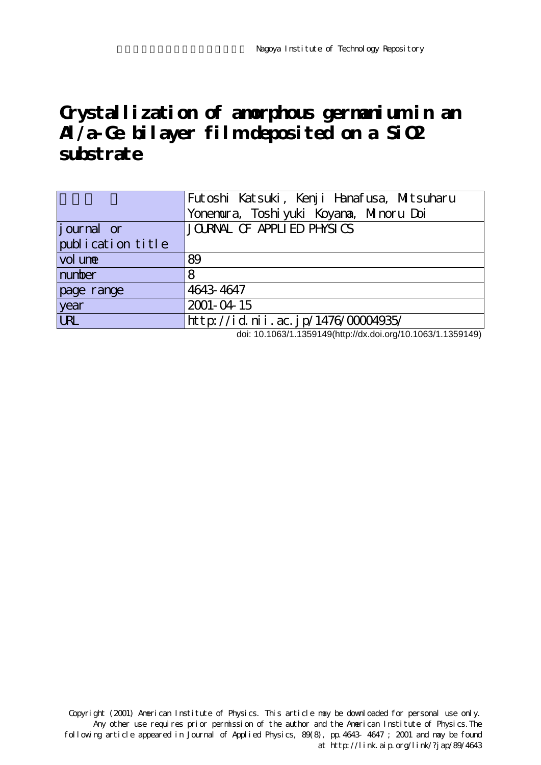Nagoya Institute of Technology Repository

# Crystallization of amorphous germanium in an Al/a-Ge bilayer film deposited on a $SiO_2$ substrate

| | |
|---|---|
| 著者 | Futoshi Katsuki, Kenji Hanafusa, Mitsuharu Yonemura, Toshiyuki Koyama, Minoru Doi |
| journal or publication title | JOURNAL OF APPLIED PHYSICS |
| volume | 89 |
| number | 8 |
| page range | 4643-4647 |
| year | 2001-04-15 |
| URL | http://id.nii.ac.jp/1476/00004935/ |

doi: 10.1063/1.1359149(http://dx.doi.org/10.1063/1.1359149)

Copyright (2001) American Institute of Physics. This article may be downloaded for personal use only. Any other use requires prior permission of the author and the American Institute of Physics. The following article appeared in Journal of Applied Physics, 89(8), pp.4643- 4647 ; 2001 and may be found at http://link.aip.org/link/?jap/89/4643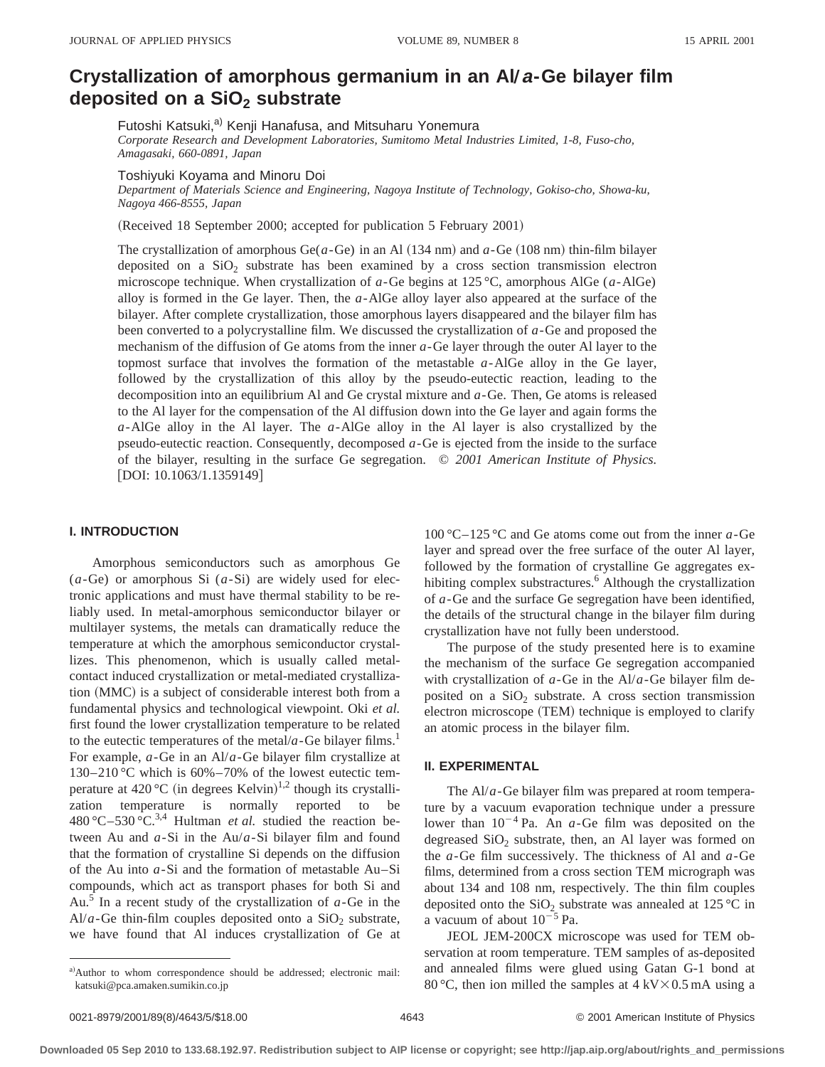# Crystallization of amorphous germanium in an Al/*a*-Ge bilayer film deposited on a $SiO_2$ substrate

Futoshi Katsuki,[a] Kenji Hanafusa, and Mitsuharu Yonemura

*Corporate Research and Development Laboratories, Sumitomo Metal Industries Limited, 1-8, Fuso-cho, Amagasaki, 660-0891, Japan*

Toshiyuki Koyama and Minoru Doi

*Department of Materials Science and Engineering, Nagoya Institute of Technology, Gokiso-cho, Showa-ku, Nagoya 466-8555, Japan*

(Received 18 September 2000; accepted for publication 5 February 2001)

The crystallization of amorphous Ge(*a*-Ge) in an Al (134 nm) and *a*-Ge (108 nm) thin-film bilayer deposited on a $SiO_2$ substrate has been examined by a cross section transmission electron microscope technique. When crystallization of *a*-Ge begins at 125 °C, amorphous AlGe (*a*-AlGe) alloy is formed in the Ge layer. Then, the *a*-AlGe alloy layer also appeared at the surface of the bilayer. After complete crystallization, those amorphous layers disappeared and the bilayer film has been converted to a polycrystalline film. We discussed the crystallization of *a*-Ge and proposed the mechanism of the diffusion of Ge atoms from the inner *a*-Ge layer through the outer Al layer to the topmost surface that involves the formation of the metastable *a*-AlGe alloy in the Ge layer, followed by the crystallization of this alloy by the pseudo-eutectic reaction, leading to the decomposition into an equilibrium Al and Ge crystal mixture and *a*-Ge. Then, Ge atoms is released to the Al layer for the compensation of the Al diffusion down into the Ge layer and again forms the *a*-AlGe alloy in the Al layer. The *a*-AlGe alloy in the Al layer is also crystallized by the pseudo-eutectic reaction. Consequently, decomposed *a*-Ge is ejected from the inside to the surface of the bilayer, resulting in the surface Ge segregation. © *2001 American Institute of Physics.* [DOI: 10.1063/1.1359149]

## I. INTRODUCTION

Amorphous semiconductors such as amorphous Ge (*a*-Ge) or amorphous Si (*a*-Si) are widely used for electronic applications and must have thermal stability to be reliably used. In metal-amorphous semiconductor bilayer or multilayer systems, the metals can dramatically reduce the temperature at which the amorphous semiconductor crystallizes. This phenomenon, which is usually called metal-contact induced crystallization or metal-mediated crystallization (MMC) is a subject of considerable interest both from a fundamental physics and technological viewpoint. Oki *et al.* first found the lower crystallization temperature to be related to the eutectic temperatures of the metal/*a*-Ge bilayer films.[1] For example, *a*-Ge in an Al/*a*-Ge bilayer film crystallize at 130–210 °C which is 60%–70% of the lowest eutectic temperature at 420 °C (in degrees Kelvin)[1,2] though its crystallization temperature is normally reported to be 480 °C–530 °C.[3,4] Hultman *et al.* studied the reaction between Au and *a*-Si in the Au/*a*-Si bilayer film and found that the formation of crystalline Si depends on the diffusion of the Au into *a*-Si and the formation of metastable Au–Si compounds, which act as transport phases for both Si and Au.[5] In a recent study of the crystallization of *a*-Ge in the Al/*a*-Ge thin-film couples deposited onto a $SiO_2$ substrate, we have found that Al induces crystallization of Ge at 100 °C–125 °C and Ge atoms come out from the inner *a*-Ge layer and spread over the free surface of the outer Al layer, followed by the formation of crystalline Ge aggregates exhibiting complex substructures.[6] Although the crystallization of *a*-Ge and the surface Ge segregation have been identified, the details of the structural change in the bilayer film during crystallization have not fully been understood.

The purpose of the study presented here is to examine the mechanism of the surface Ge segregation accompanied with crystallization of *a*-Ge in the Al/*a*-Ge bilayer film deposited on a $SiO_2$ substrate. A cross section transmission electron microscope (TEM) technique is employed to clarify an atomic process in the bilayer film.

## II. EXPERIMENTAL

The Al/*a*-Ge bilayer film was prepared at room temperature by a vacuum evaporation technique under a pressure lower than $10^{-4}$ Pa. An *a*-Ge film was deposited on the degreased $SiO_2$ substrate, then, an Al layer was formed on the *a*-Ge film successively. The thickness of Al and *a*-Ge films, determined from a cross section TEM micrograph was about 134 and 108 nm, respectively. The thin film couples deposited onto the $SiO_2$ substrate was annealed at 125 °C in a vacuum of about $10^{-5}$ Pa.

JEOL JEM-200CX microscope was used for TEM observation at room temperature. TEM samples of as-deposited and annealed films were glued using Gatan G-1 bond at 80 °C, then ion milled the samples at 4 kV × 0.5 mA using a

[a]Author to whom correspondence should be addressed; electronic mail: katsuki@pca.amaken.sumikin.co.jp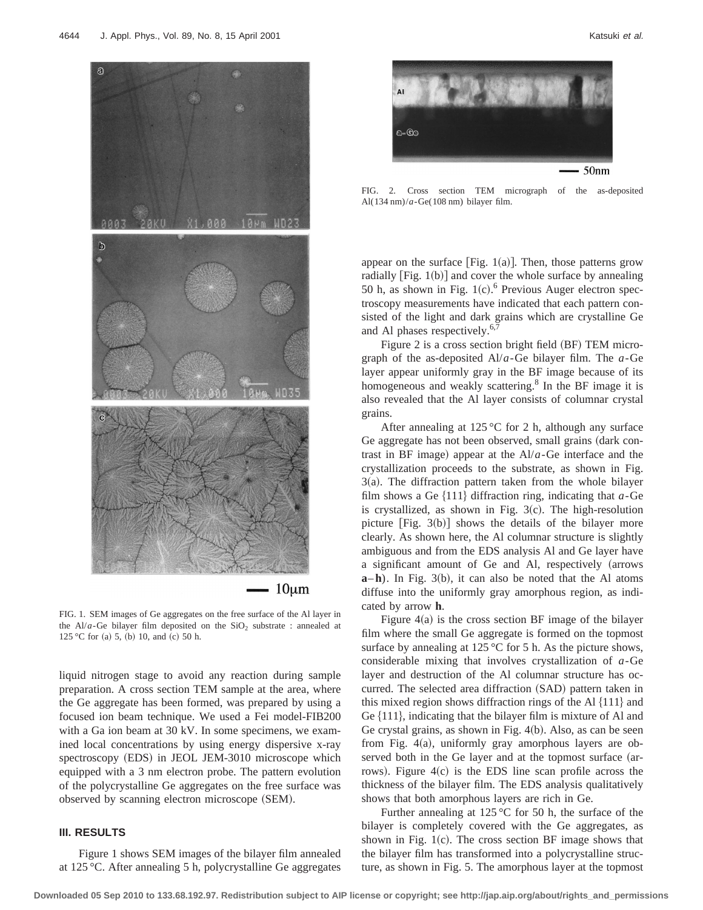FIG. 1. SEM images of Ge aggregates on the free surface of the Al layer in the Al/*a*-Ge bilayer film deposited on the $SiO_2$ substrate : annealed at 125 °C for (a) 5, (b) 10, and (c) 50 h.

liquid nitrogen stage to avoid any reaction during sample preparation. A cross section TEM sample at the area, where the Ge aggregate has been formed, was prepared by using a focused ion beam technique. We used a Fei model-FIB200 with a Ga ion beam at 30 kV. In some specimens, we examined local concentrations by using energy dispersive x-ray spectroscopy (EDS) in JEOL JEM-3010 microscope which equipped with a 3 nm electron probe. The pattern evolution of the polycrystalline Ge aggregates on the free surface was observed by scanning electron microscope (SEM).

### III. RESULTS

Figure 1 shows SEM images of the bilayer film annealed at 125 °C. After annealing 5 h, polycrystalline Ge aggregates appear on the surface [Fig. 1(a)]. Then, those patterns grow radially [Fig. 1(b)] and cover the whole surface by annealing 50 h, as shown in Fig. 1(c).[6] Previous Auger electron spectroscopy measurements have indicated that each pattern consisted of the light and dark grains which are crystalline Ge and Al phases respectively.[6,7]

FIG. 2. Cross section TEM micrograph of the as-deposited Al(134 nm)/*a*-Ge(108 nm) bilayer film.

Figure 2 is a cross section bright field (BF) TEM micrograph of the as-deposited Al/*a*-Ge bilayer film. The *a*-Ge layer appear uniformly gray in the BF image because of its homogeneous and weakly scattering.[8] In the BF image it is also revealed that the Al layer consists of columnar crystal grains.

After annealing at 125 °C for 2 h, although any surface Ge aggregate has not been observed, small grains (dark contrast in BF image) appear at the Al/*a*-Ge interface and the crystallization proceeds to the substrate, as shown in Fig. 3(a). The diffraction pattern taken from the whole bilayer film shows a Ge {111} diffraction ring, indicating that *a*-Ge is crystallized, as shown in Fig. 3(c). The high-resolution picture [Fig. 3(b)] shows the details of the bilayer more clearly. As shown here, the Al columnar structure is slightly ambiguous and from the EDS analysis Al and Ge layer have a significant amount of Ge and Al, respectively (arrows **a**–**h**). In Fig. 3(b), it can also be noted that the Al atoms diffuse into the uniformly gray amorphous region, as indicated by arrow **h**.

Figure 4(a) is the cross section BF image of the bilayer film where the small Ge aggregate is formed on the topmost surface by annealing at 125 °C for 5 h. As the picture shows, considerable mixing that involves crystallization of *a*-Ge layer and destruction of the Al columnar structure has occurred. The selected area diffraction (SAD) pattern taken in this mixed region shows diffraction rings of the Al {111} and Ge {111}, indicating that the bilayer film is mixture of Al and Ge crystal grains, as shown in Fig. 4(b). Also, as can be seen from Fig. 4(a), uniformly gray amorphous layers are observed both in the Ge layer and at the topmost surface (arrows). Figure 4(c) is the EDS line scan profile across the thickness of the bilayer film. The EDS analysis qualitatively shows that both amorphous layers are rich in Ge.

Further annealing at 125 °C for 50 h, the surface of the bilayer is completely covered with the Ge aggregates, as shown in Fig. 1(c). The cross section BF image shows that the bilayer film has transformed into a polycrystalline structure, as shown in Fig. 5. The amorphous layer at the topmost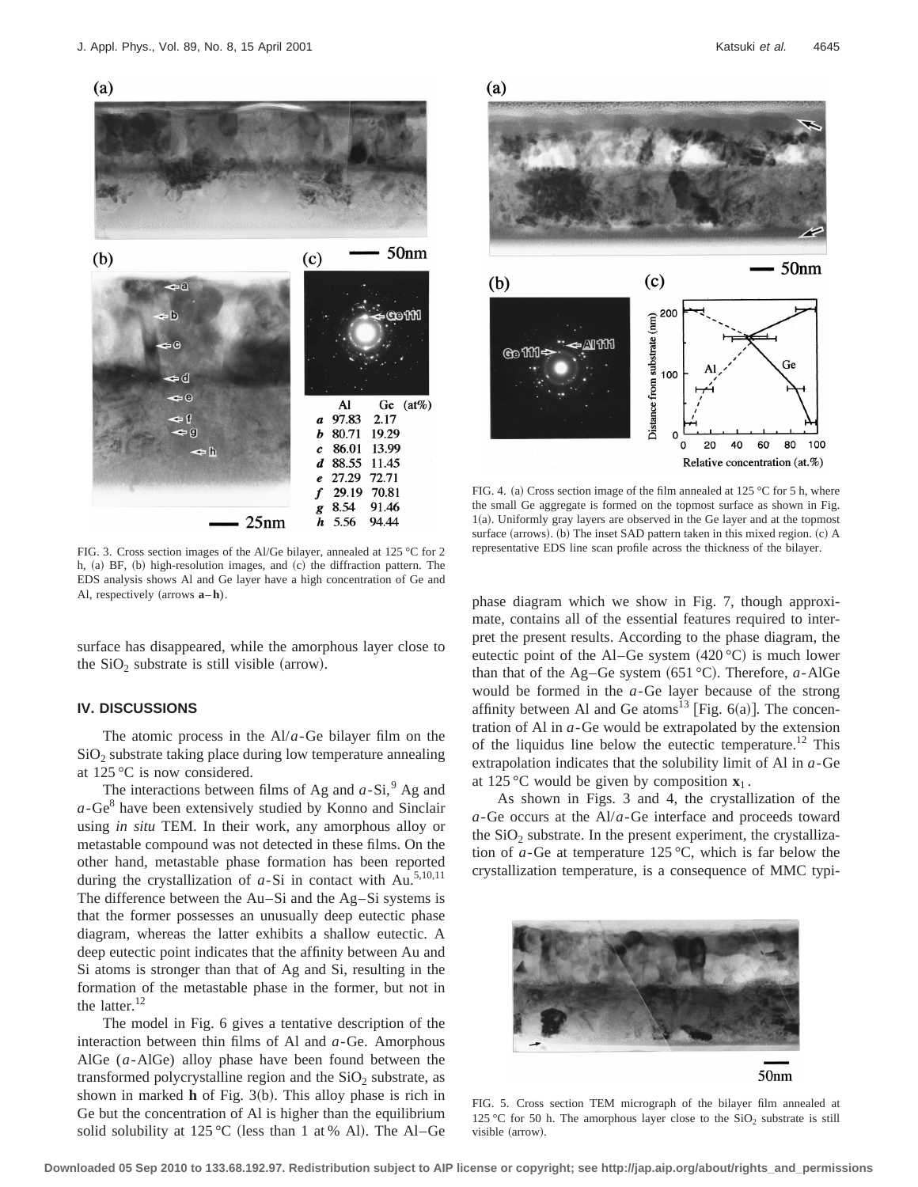FIG. 3. Cross section images of the Al/Ge bilayer, annealed at 125 °C for 2 h, (a) BF, (b) high-resolution images, and (c) the diffraction pattern. The EDS analysis shows Al and Ge layer have a high concentration of Ge and Al, respectively (arrows **a**–**h**).

| | Al | Ge (at%) |
|---|---|---|
| *a* | 97.83 | 2.17 |
| *b* | 80.71 | 19.29 |
| *c* | 86.01 | 13.99 |
| *d* | 88.55 | 11.45 |
| *e* | 27.29 | 72.71 |
| *f* | 29.19 | 70.81 |
| *g* | 8.54 | 91.46 |
| *h* | 5.56 | 94.44 |

FIG. 4. (a) Cross section image of the film annealed at 125 °C for 5 h, where the small Ge aggregate is formed on the topmost surface as shown in Fig. 1(a). Uniformly gray layers are observed in the Ge layer and at the topmost surface (arrows). (b) The inset SAD pattern taken in this mixed region. (c) A representative EDS line scan profile across the thickness of the bilayer.

surface has disappeared, while the amorphous layer close to the $SiO_2$ substrate is still visible (arrow).

## IV. DISCUSSIONS

The atomic process in the Al/*a*-Ge bilayer film on the $SiO_2$ substrate taking place during low temperature annealing at 125 °C is now considered.

The interactions between films of Ag and *a*-Si,[9] Ag and *a*-Ge[8] have been extensively studied by Konno and Sinclair using *in situ* TEM. In their work, any amorphous alloy or metastable compound was not detected in these films. On the other hand, metastable phase formation has been reported during the crystallization of *a*-Si in contact with Au.[5,10,11] The difference between the Au–Si and the Ag–Si systems is that the former possesses an unusually deep eutectic phase diagram, whereas the latter exhibits a shallow eutectic. A deep eutectic point indicates that the affinity between Au and Si atoms is stronger than that of Ag and Si, resulting in the formation of the metastable phase in the former, but not in the latter.[12]

The model in Fig. 6 gives a tentative description of the interaction between thin films of Al and *a*-Ge. Amorphous AlGe (*a*-AlGe) alloy phase have been found between the transformed polycrystalline region and the $SiO_2$ substrate, as shown in marked **h** of Fig. 3(b). This alloy phase is rich in Ge but the concentration of Al is higher than the equilibrium solid solubility at 125 °C (less than 1 at % Al). The Al–Ge phase diagram which we show in Fig. 7, though approximate, contains all of the essential features required to interpret the present results. According to the phase diagram, the eutectic point of the Al–Ge system (420 °C) is much lower than that of the Ag–Ge system (651 °C). Therefore, *a*-AlGe would be formed in the *a*-Ge layer because of the strong affinity between Al and Ge atoms[13] [Fig. 6(a)]. The concentration of Al in *a*-Ge would be extrapolated by the extension of the liquidus line below the eutectic temperature.[12] This extrapolation indicates that the solubility limit of Al in *a*-Ge at 125 °C would be given by composition $\mathbf{x}_1$.

As shown in Figs. 3 and 4, the crystallization of the *a*-Ge occurs at the Al/*a*-Ge interface and proceeds toward the $SiO_2$ substrate. In the present experiment, the crystallization of *a*-Ge at temperature 125 °C, which is far below the crystallization temperature, is a consequence of MMC typi-

FIG. 5. Cross section TEM micrograph of the bilayer film annealed at 125 °C for 50 h. The amorphous layer close to the $SiO_2$ substrate is still visible (arrow).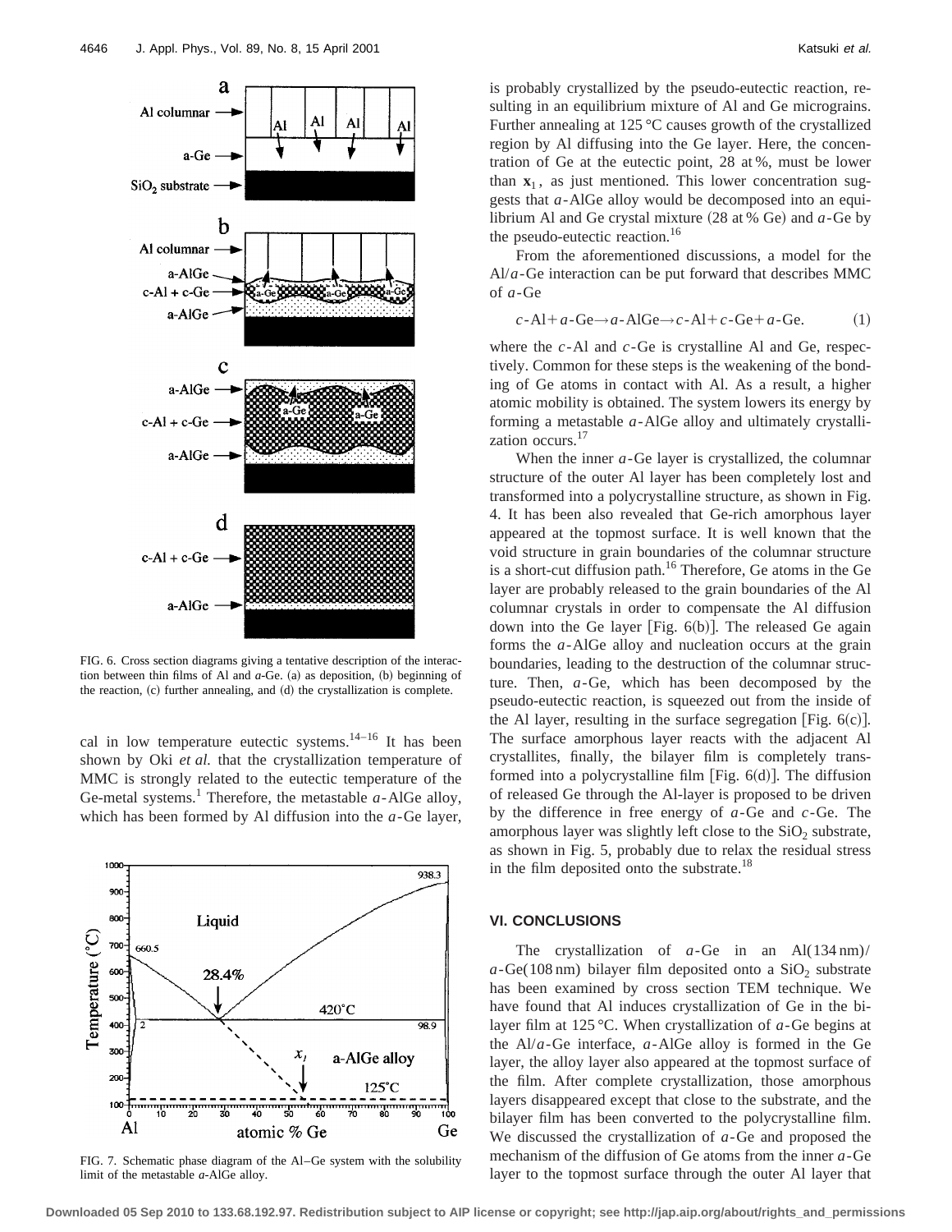FIG. 6. Cross section diagrams giving a tentative description of the interaction between thin films of Al and *a*-Ge. (a) as deposition, (b) beginning of the reaction, (c) further annealing, and (d) the crystallization is complete.

cal in low temperature eutectic systems.[14–16] It has been shown by Oki *et al.* that the crystallization temperature of MMC is strongly related to the eutectic temperature of the Ge-metal systems.[1] Therefore, the metastable *a*-AlGe alloy, which has been formed by Al diffusion into the *a*-Ge layer,

FIG. 7. Schematic phase diagram of the Al–Ge system with the solubility limit of the metastable *a*-AlGe alloy.

is probably crystallized by the pseudo-eutectic reaction, resulting in an equilibrium mixture of Al and Ge micrograins. Further annealing at 125 °C causes growth of the crystallized region by Al diffusing into the Ge layer. Here, the concentration of Ge at the eutectic point, 28 at %, must be lower than $\mathbf{x}_1$, as just mentioned. This lower concentration suggests that *a*-AlGe alloy would be decomposed into an equilibrium Al and Ge crystal mixture (28 at % Ge) and *a*-Ge by the pseudo-eutectic reaction.[16]

From the aforementioned discussions, a model for the Al/*a*-Ge interaction can be put forward that describes MMC of *a*-Ge

$$c\text{-Al}+a\text{-Ge}\rightarrow a\text{-AlGe}\rightarrow c\text{-Al}+c\text{-Ge}+a\text{-Ge}. \qquad (1)$$

where the *c*-Al and *c*-Ge is crystalline Al and Ge, respectively. Common for these steps is the weakening of the bonding of Ge atoms in contact with Al. As a result, a higher atomic mobility is obtained. The system lowers its energy by forming a metastable *a*-AlGe alloy and ultimately crystallization occurs.[17]

When the inner *a*-Ge layer is crystallized, the columnar structure of the outer Al layer has been completely lost and transformed into a polycrystalline structure, as shown in Fig. 4. It has been also revealed that Ge-rich amorphous layer appeared at the topmost surface. It is well known that the void structure in grain boundaries of the columnar structure is a short-cut diffusion path.[16] Therefore, Ge atoms in the Ge layer are probably released to the grain boundaries of the Al columnar crystals in order to compensate the Al diffusion down into the Ge layer [Fig. 6(b)]. The released Ge again forms the *a*-AlGe alloy and nucleation occurs at the grain boundaries, leading to the destruction of the columnar structure. Then, *a*-Ge, which has been decomposed by the pseudo-eutectic reaction, is squeezed out from the inside of the Al layer, resulting in the surface segregation [Fig. 6(c)]. The surface amorphous layer reacts with the adjacent Al crystallites, finally, the bilayer film is completely transformed into a polycrystalline film [Fig. 6(d)]. The diffusion of released Ge through the Al-layer is proposed to be driven by the difference in free energy of *a*-Ge and *c*-Ge. The amorphous layer was slightly left close to the $SiO_2$ substrate, as shown in Fig. 5, probably due to relax the residual stress in the film deposited onto the substrate.[18]

## VI. CONCLUSIONS

The crystallization of *a*-Ge in an Al(134 nm)/*a*-Ge(108 nm) bilayer film deposited onto a $SiO_2$ substrate has been examined by cross section TEM technique. We have found that Al induces crystallization of Ge in the bilayer film at 125 °C. When crystallization of *a*-Ge begins at the Al/*a*-Ge interface, *a*-AlGe alloy is formed in the Ge layer, the alloy layer also appeared at the topmost surface of the film. After complete crystallization, those amorphous layers disappeared except that close to the substrate, and the bilayer film has been converted to the polycrystalline film. We discussed the crystallization of *a*-Ge and proposed the mechanism of the diffusion of Ge atoms from the inner *a*-Ge layer to the topmost surface through the outer Al layer that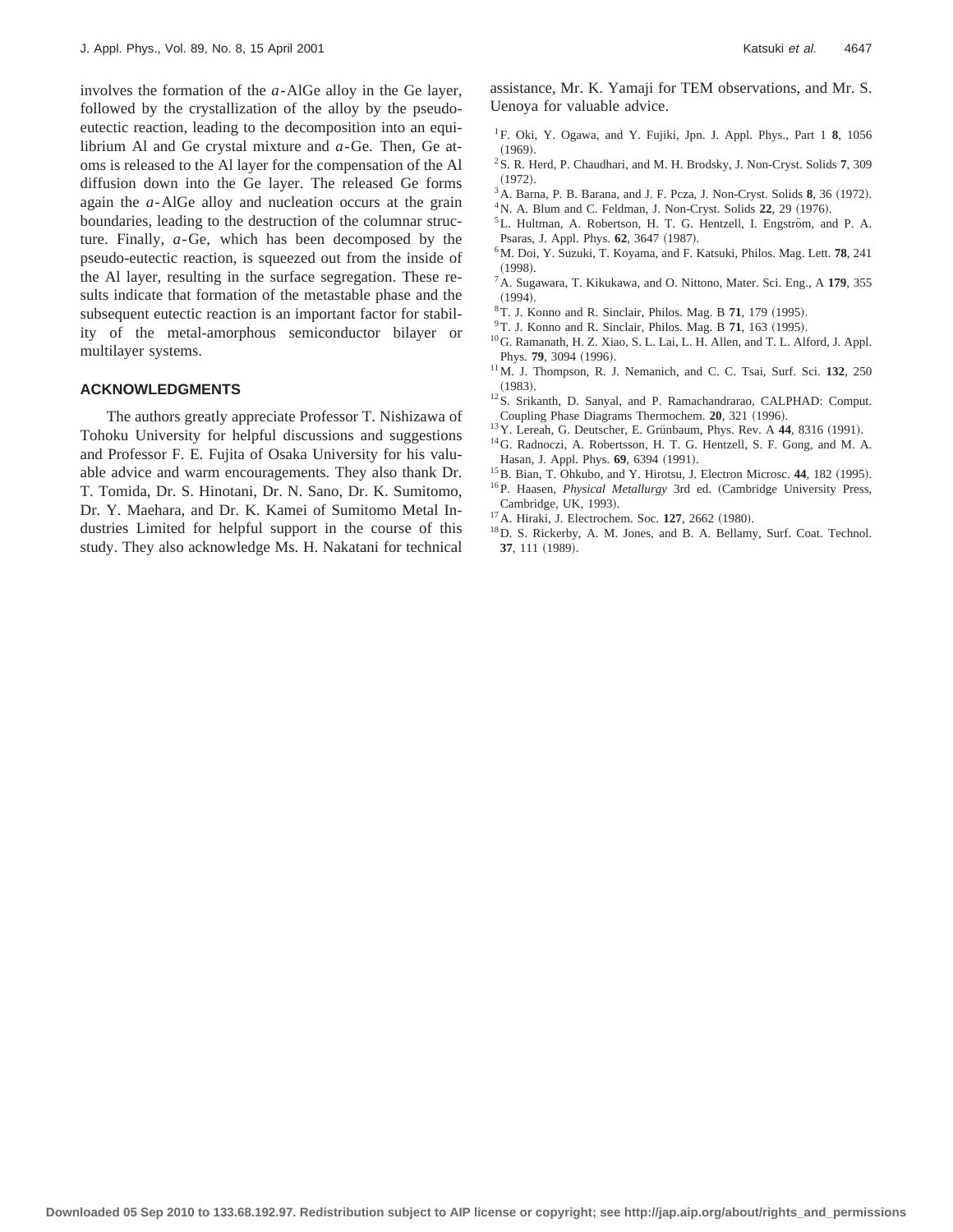involves the formation of the *a*-AlGe alloy in the Ge layer, followed by the crystallization of the alloy by the pseudo-eutectic reaction, leading to the decomposition into an equilibrium Al and Ge crystal mixture and *a*-Ge. Then, Ge atoms is released to the Al layer for the compensation of the Al diffusion down into the Ge layer. The released Ge forms again the *a*-AlGe alloy and nucleation occurs at the grain boundaries, leading to the destruction of the columnar structure. Finally, *a*-Ge, which has been decomposed by the pseudo-eutectic reaction, is squeezed out from the inside of the Al layer, resulting in the surface segregation. These results indicate that formation of the metastable phase and the subsequent eutectic reaction is an important factor for stability of the metal-amorphous semiconductor bilayer or multilayer systems.

## ACKNOWLEDGMENTS

The authors greatly appreciate Professor T. Nishizawa of Tohoku University for helpful discussions and suggestions and Professor F. E. Fujita of Osaka University for his valuable advice and warm encouragements. They also thank Dr. T. Tomida, Dr. S. Hinotani, Dr. N. Sano, Dr. K. Sumitomo, Dr. Y. Maehara, and Dr. K. Kamei of Sumitomo Metal Industries Limited for helpful support in the course of this study. They also acknowledge Ms. H. Nakatani for technical assistance, Mr. K. Yamaji for TEM observations, and Mr. S. Uenoya for valuable advice.

[1] F. Oki, Y. Ogawa, and Y. Fujiki, Jpn. J. Appl. Phys., Part 1 **8**, 1056 (1969).
[2] S. R. Herd, P. Chaudhari, and M. H. Brodsky, J. Non-Cryst. Solids **7**, 309 (1972).
[3] A. Barna, P. B. Barana, and J. F. Pcza, J. Non-Cryst. Solids **8**, 36 (1972).
[4] N. A. Blum and C. Feldman, J. Non-Cryst. Solids **22**, 29 (1976).
[5] L. Hultman, A. Robertson, H. T. G. Hentzell, I. Engström, and P. A. Psaras, J. Appl. Phys. **62**, 3647 (1987).
[6] M. Doi, Y. Suzuki, T. Koyama, and F. Katsuki, Philos. Mag. Lett. **78**, 241 (1998).
[7] A. Sugawara, T. Kikukawa, and O. Nittono, Mater. Sci. Eng., A **179**, 355 (1994).
[8] T. J. Konno and R. Sinclair, Philos. Mag. B **71**, 179 (1995).
[9] T. J. Konno and R. Sinclair, Philos. Mag. B **71**, 163 (1995).
[10] G. Ramanath, H. Z. Xiao, S. L. Lai, L. H. Allen, and T. L. Alford, J. Appl. Phys. **79**, 3094 (1996).
[11] M. J. Thompson, R. J. Nemanich, and C. C. Tsai, Surf. Sci. **132**, 250 (1983).
[12] S. Srikanth, D. Sanyal, and P. Ramachandrarao, CALPHAD: Comput. Coupling Phase Diagrams Thermochem. **20**, 321 (1996).
[13] Y. Lereah, G. Deutscher, E. Grünbaum, Phys. Rev. A **44**, 8316 (1991).
[14] G. Radnoczi, A. Robertsson, H. T. G. Hentzell, S. F. Gong, and M. A. Hasan, J. Appl. Phys. **69**, 6394 (1991).
[15] B. Bian, T. Ohkubo, and Y. Hirotsu, J. Electron Microsc. **44**, 182 (1995).
[16] P. Haasen, *Physical Metallurgy* 3rd ed. (Cambridge University Press, Cambridge, UK, 1993).
[17] A. Hiraki, J. Electrochem. Soc. **127**, 2662 (1980).
[18] D. S. Rickerby, A. M. Jones, and B. A. Bellamy, Surf. Coat. Technol. **37**, 111 (1989).